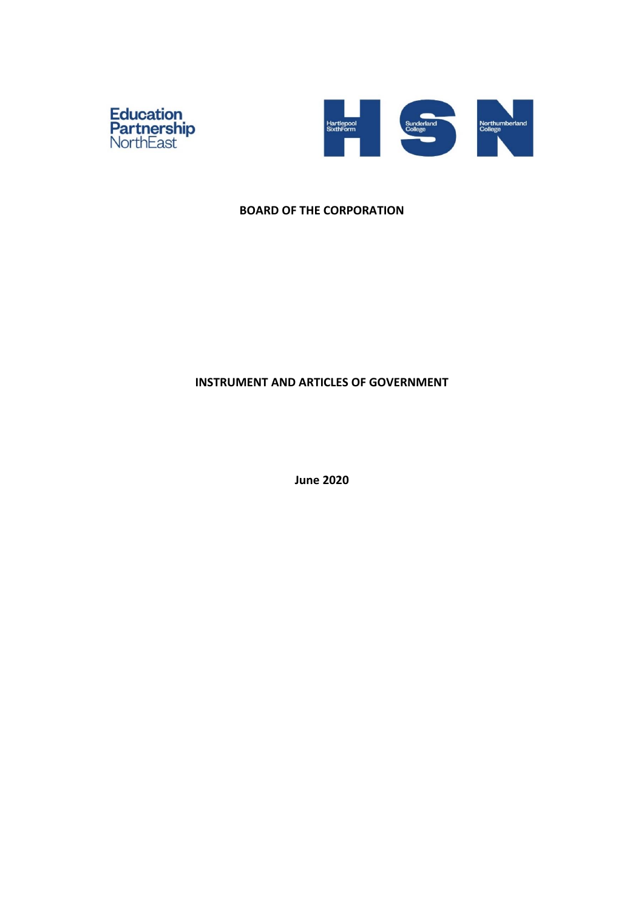Education Partnership NorthEast

Hartlepool SixthForm | Sunderland College | Northumberland College

**BOARD OF THE CORPORATION**

# INSTRUMENT AND ARTICLES OF GOVERNMENT

**June 2020**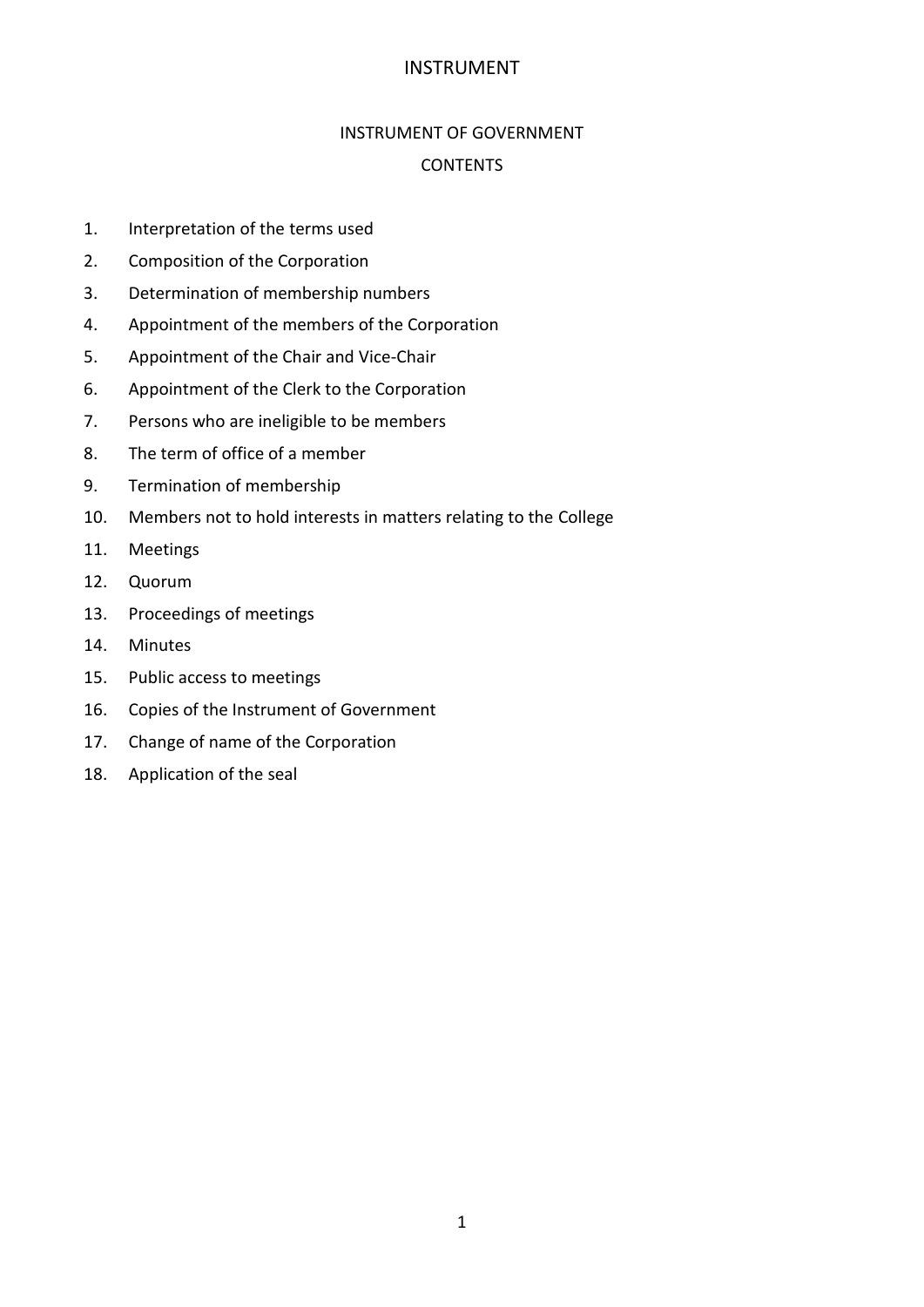# INSTRUMENT

## INSTRUMENT OF GOVERNMENT

### CONTENTS

1. Interpretation of the terms used
2. Composition of the Corporation
3. Determination of membership numbers
4. Appointment of the members of the Corporation
5. Appointment of the Chair and Vice-Chair
6. Appointment of the Clerk to the Corporation
7. Persons who are ineligible to be members
8. The term of office of a member
9. Termination of membership
10. Members not to hold interests in matters relating to the College
11. Meetings
12. Quorum
13. Proceedings of meetings
14. Minutes
15. Public access to meetings
16. Copies of the Instrument of Government
17. Change of name of the Corporation
18. Application of the seal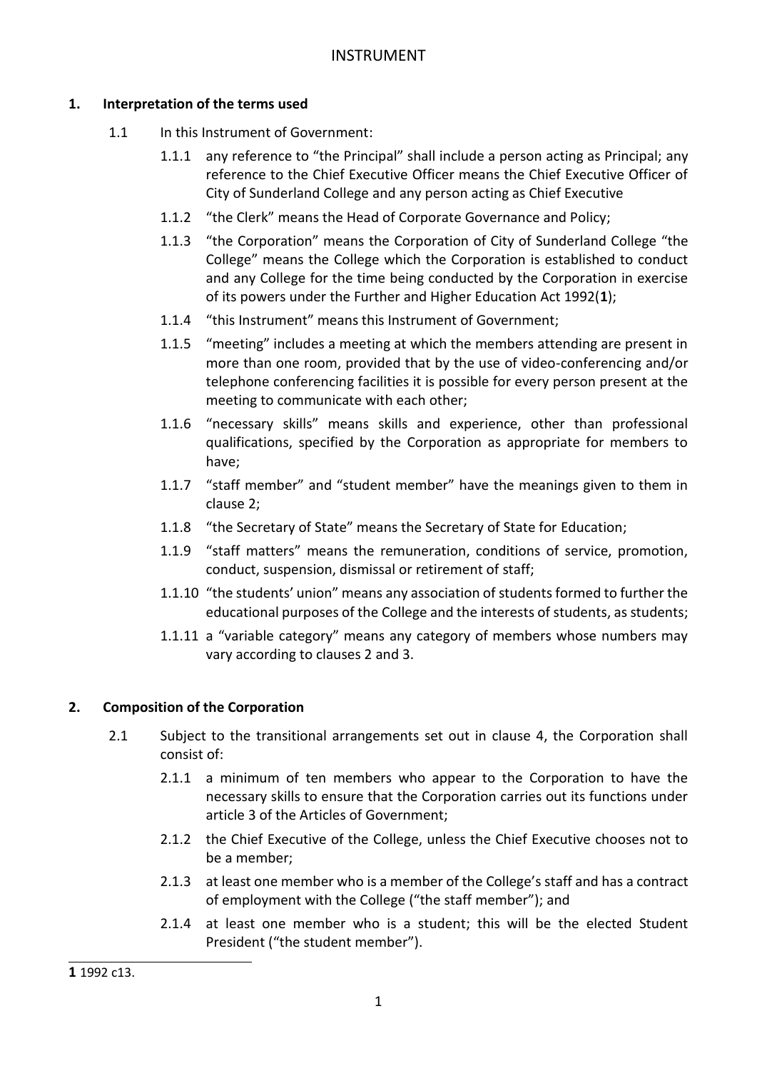# INSTRUMENT

## 1. Interpretation of the terms used

1.1 In this Instrument of Government:

1.1.1 any reference to "the Principal" shall include a person acting as Principal; any reference to the Chief Executive Officer means the Chief Executive Officer of City of Sunderland College and any person acting as Chief Executive

1.1.2 "the Clerk" means the Head of Corporate Governance and Policy;

1.1.3 "the Corporation" means the Corporation of City of Sunderland College "the College" means the College which the Corporation is established to conduct and any College for the time being conducted by the Corporation in exercise of its powers under the Further and Higher Education Act 1992([1]);

1.1.4 "this Instrument" means this Instrument of Government;

1.1.5 "meeting" includes a meeting at which the members attending are present in more than one room, provided that by the use of video-conferencing and/or telephone conferencing facilities it is possible for every person present at the meeting to communicate with each other;

1.1.6 "necessary skills" means skills and experience, other than professional qualifications, specified by the Corporation as appropriate for members to have;

1.1.7 "staff member" and "student member" have the meanings given to them in clause 2;

1.1.8 "the Secretary of State" means the Secretary of State for Education;

1.1.9 "staff matters" means the remuneration, conditions of service, promotion, conduct, suspension, dismissal or retirement of staff;

1.1.10 "the students' union" means any association of students formed to further the educational purposes of the College and the interests of students, as students;

1.1.11 a "variable category" means any category of members whose numbers may vary according to clauses 2 and 3.

## 2. Composition of the Corporation

2.1 Subject to the transitional arrangements set out in clause 4, the Corporation shall consist of:

2.1.1 a minimum of ten members who appear to the Corporation to have the necessary skills to ensure that the Corporation carries out its functions under article 3 of the Articles of Government;

2.1.2 the Chief Executive of the College, unless the Chief Executive chooses not to be a member;

2.1.3 at least one member who is a member of the College's staff and has a contract of employment with the College ("the staff member"); and

2.1.4 at least one member who is a student; this will be the elected Student President ("the student member").

---

**1** 1992 c13.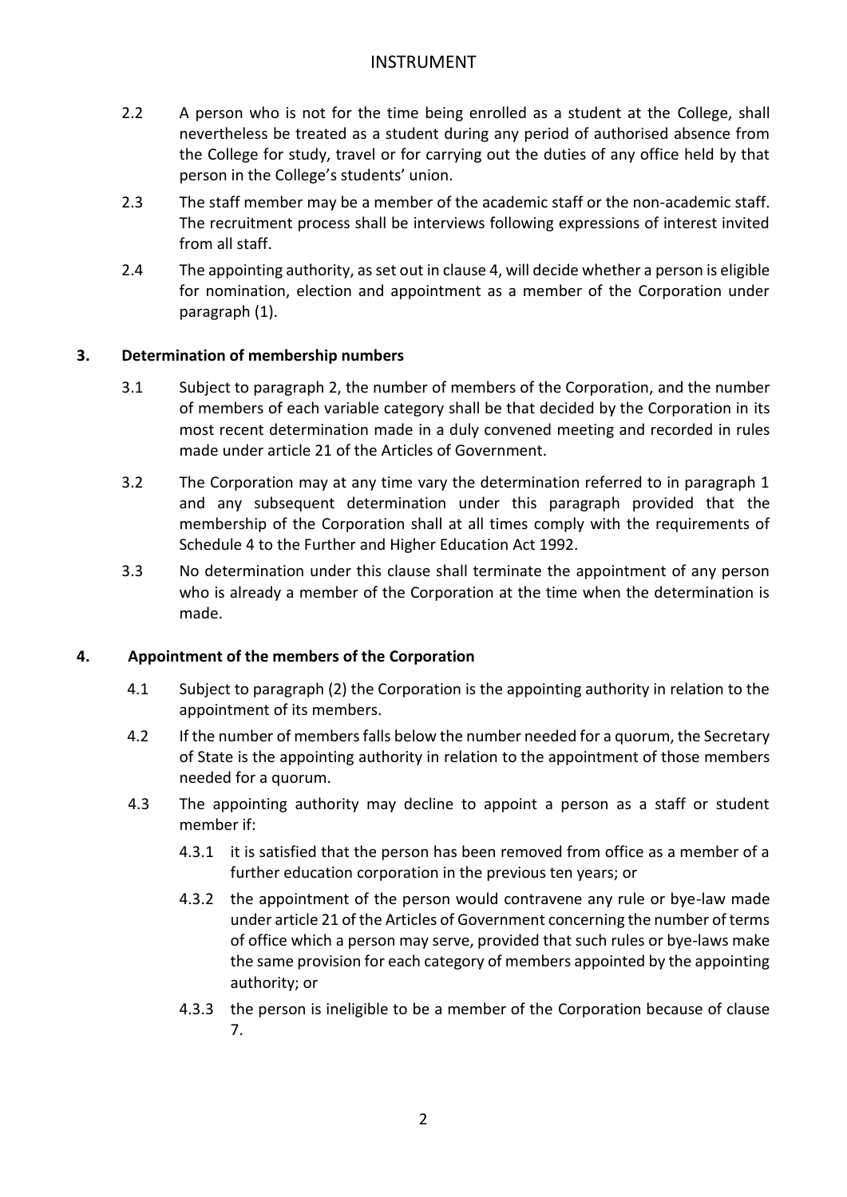2.2 A person who is not for the time being enrolled as a student at the College, shall nevertheless be treated as a student during any period of authorised absence from the College for study, travel or for carrying out the duties of any office held by that person in the College's students' union.

2.3 The staff member may be a member of the academic staff or the non-academic staff. The recruitment process shall be interviews following expressions of interest invited from all staff.

2.4 The appointing authority, as set out in clause 4, will decide whether a person is eligible for nomination, election and appointment as a member of the Corporation under paragraph (1).

## 3. Determination of membership numbers

3.1 Subject to paragraph 2, the number of members of the Corporation, and the number of members of each variable category shall be that decided by the Corporation in its most recent determination made in a duly convened meeting and recorded in rules made under article 21 of the Articles of Government.

3.2 The Corporation may at any time vary the determination referred to in paragraph 1 and any subsequent determination under this paragraph provided that the membership of the Corporation shall at all times comply with the requirements of Schedule 4 to the Further and Higher Education Act 1992.

3.3 No determination under this clause shall terminate the appointment of any person who is already a member of the Corporation at the time when the determination is made.

## 4. Appointment of the members of the Corporation

4.1 Subject to paragraph (2) the Corporation is the appointing authority in relation to the appointment of its members.

4.2 If the number of members falls below the number needed for a quorum, the Secretary of State is the appointing authority in relation to the appointment of those members needed for a quorum.

4.3 The appointing authority may decline to appoint a person as a staff or student member if:

4.3.1 it is satisfied that the person has been removed from office as a member of a further education corporation in the previous ten years; or

4.3.2 the appointment of the person would contravene any rule or bye-law made under article 21 of the Articles of Government concerning the number of terms of office which a person may serve, provided that such rules or bye-laws make the same provision for each category of members appointed by the appointing authority; or

4.3.3 the person is ineligible to be a member of the Corporation because of clause 7.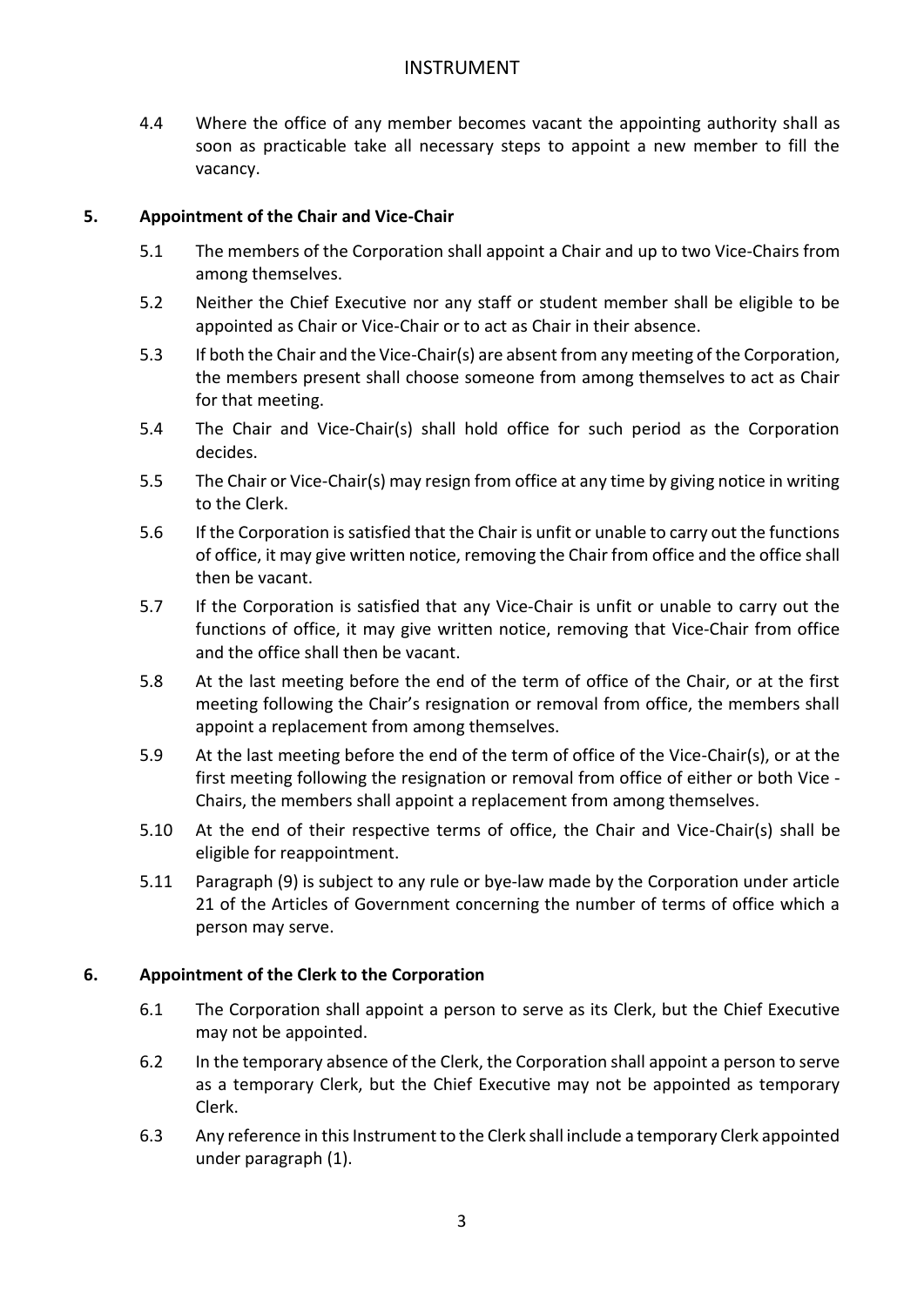4.4 Where the office of any member becomes vacant the appointing authority shall as soon as practicable take all necessary steps to appoint a new member to fill the vacancy.

## 5. Appointment of the Chair and Vice-Chair

5.1 The members of the Corporation shall appoint a Chair and up to two Vice-Chairs from among themselves.

5.2 Neither the Chief Executive nor any staff or student member shall be eligible to be appointed as Chair or Vice-Chair or to act as Chair in their absence.

5.3 If both the Chair and the Vice-Chair(s) are absent from any meeting of the Corporation, the members present shall choose someone from among themselves to act as Chair for that meeting.

5.4 The Chair and Vice-Chair(s) shall hold office for such period as the Corporation decides.

5.5 The Chair or Vice-Chair(s) may resign from office at any time by giving notice in writing to the Clerk.

5.6 If the Corporation is satisfied that the Chair is unfit or unable to carry out the functions of office, it may give written notice, removing the Chair from office and the office shall then be vacant.

5.7 If the Corporation is satisfied that any Vice-Chair is unfit or unable to carry out the functions of office, it may give written notice, removing that Vice-Chair from office and the office shall then be vacant.

5.8 At the last meeting before the end of the term of office of the Chair, or at the first meeting following the Chair's resignation or removal from office, the members shall appoint a replacement from among themselves.

5.9 At the last meeting before the end of the term of office of the Vice-Chair(s), or at the first meeting following the resignation or removal from office of either or both Vice - Chairs, the members shall appoint a replacement from among themselves.

5.10 At the end of their respective terms of office, the Chair and Vice-Chair(s) shall be eligible for reappointment.

5.11 Paragraph (9) is subject to any rule or bye-law made by the Corporation under article 21 of the Articles of Government concerning the number of terms of office which a person may serve.

## 6. Appointment of the Clerk to the Corporation

6.1 The Corporation shall appoint a person to serve as its Clerk, but the Chief Executive may not be appointed.

6.2 In the temporary absence of the Clerk, the Corporation shall appoint a person to serve as a temporary Clerk, but the Chief Executive may not be appointed as temporary Clerk.

6.3 Any reference in this Instrument to the Clerk shall include a temporary Clerk appointed under paragraph (1).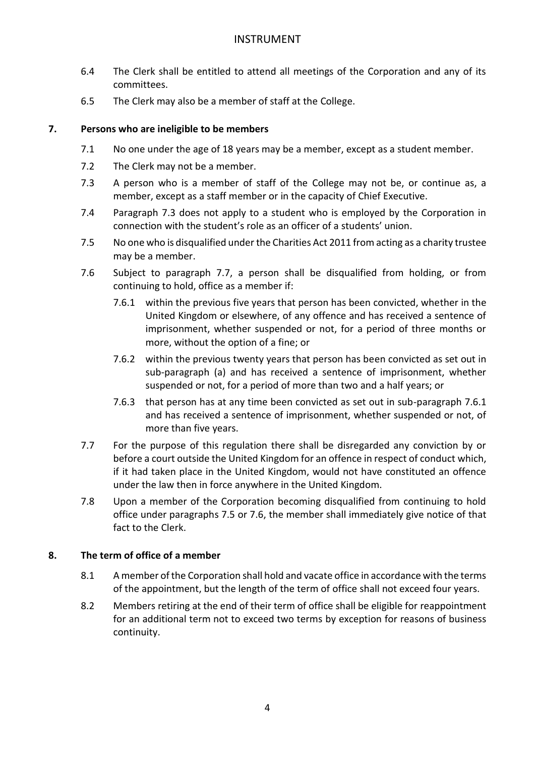6.4 The Clerk shall be entitled to attend all meetings of the Corporation and any of its committees.

6.5 The Clerk may also be a member of staff at the College.

## 7. Persons who are ineligible to be members

7.1 No one under the age of 18 years may be a member, except as a student member.

7.2 The Clerk may not be a member.

7.3 A person who is a member of staff of the College may not be, or continue as, a member, except as a staff member or in the capacity of Chief Executive.

7.4 Paragraph 7.3 does not apply to a student who is employed by the Corporation in connection with the student's role as an officer of a students' union.

7.5 No one who is disqualified under the Charities Act 2011 from acting as a charity trustee may be a member.

7.6 Subject to paragraph 7.7, a person shall be disqualified from holding, or from continuing to hold, office as a member if:

7.6.1 within the previous five years that person has been convicted, whether in the United Kingdom or elsewhere, of any offence and has received a sentence of imprisonment, whether suspended or not, for a period of three months or more, without the option of a fine; or

7.6.2 within the previous twenty years that person has been convicted as set out in sub-paragraph (a) and has received a sentence of imprisonment, whether suspended or not, for a period of more than two and a half years; or

7.6.3 that person has at any time been convicted as set out in sub-paragraph 7.6.1 and has received a sentence of imprisonment, whether suspended or not, of more than five years.

7.7 For the purpose of this regulation there shall be disregarded any conviction by or before a court outside the United Kingdom for an offence in respect of conduct which, if it had taken place in the United Kingdom, would not have constituted an offence under the law then in force anywhere in the United Kingdom.

7.8 Upon a member of the Corporation becoming disqualified from continuing to hold office under paragraphs 7.5 or 7.6, the member shall immediately give notice of that fact to the Clerk.

## 8. The term of office of a member

8.1 A member of the Corporation shall hold and vacate office in accordance with the terms of the appointment, but the length of the term of office shall not exceed four years.

8.2 Members retiring at the end of their term of office shall be eligible for reappointment for an additional term not to exceed two terms by exception for reasons of business continuity.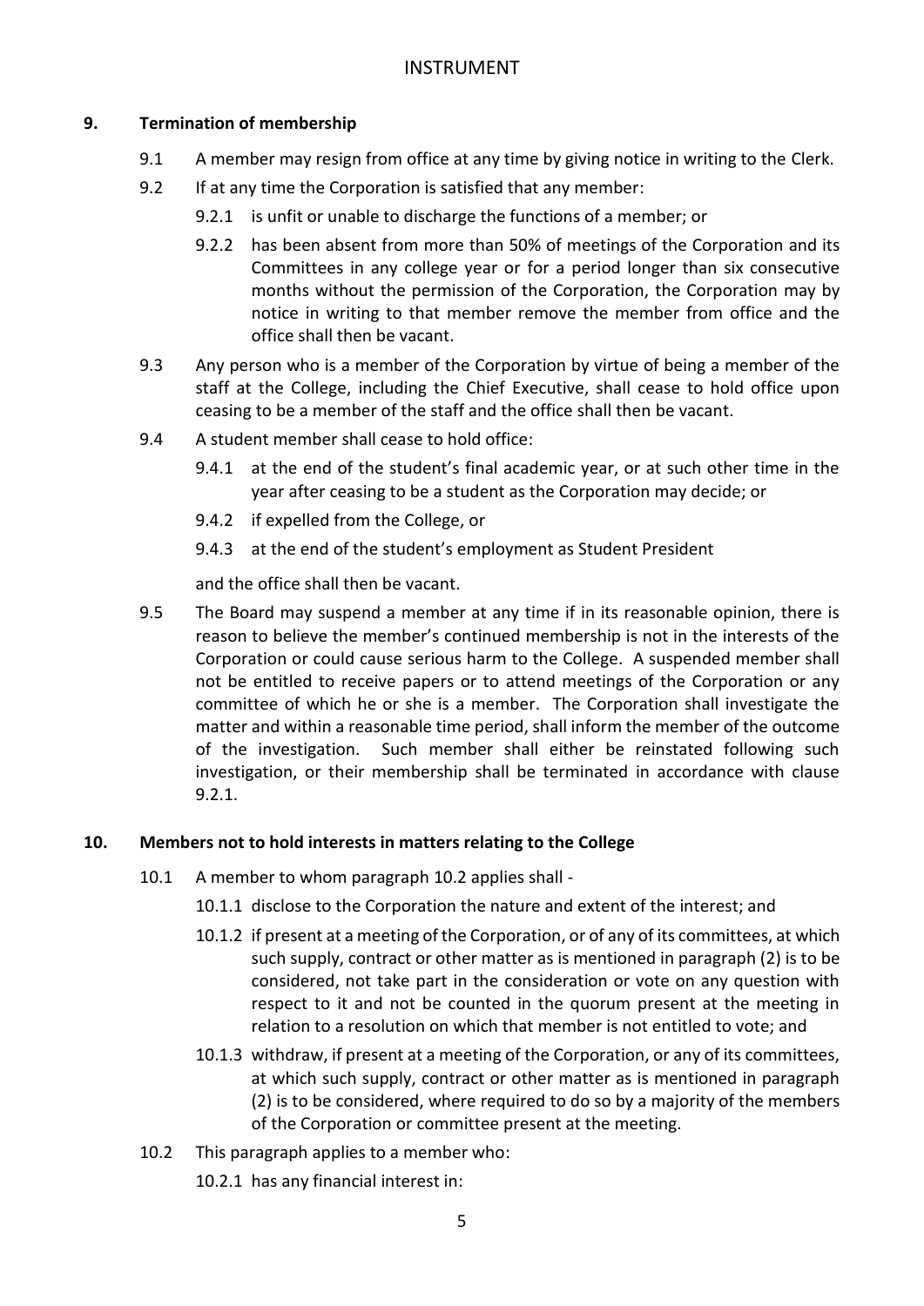## 9. Termination of membership

9.1 A member may resign from office at any time by giving notice in writing to the Clerk.

9.2 If at any time the Corporation is satisfied that any member:

9.2.1 is unfit or unable to discharge the functions of a member; or

9.2.2 has been absent from more than 50% of meetings of the Corporation and its Committees in any college year or for a period longer than six consecutive months without the permission of the Corporation, the Corporation may by notice in writing to that member remove the member from office and the office shall then be vacant.

9.3 Any person who is a member of the Corporation by virtue of being a member of the staff at the College, including the Chief Executive, shall cease to hold office upon ceasing to be a member of the staff and the office shall then be vacant.

9.4 A student member shall cease to hold office:

9.4.1 at the end of the student's final academic year, or at such other time in the year after ceasing to be a student as the Corporation may decide; or

9.4.2 if expelled from the College, or

9.4.3 at the end of the student's employment as Student President

and the office shall then be vacant.

9.5 The Board may suspend a member at any time if in its reasonable opinion, there is reason to believe the member's continued membership is not in the interests of the Corporation or could cause serious harm to the College. A suspended member shall not be entitled to receive papers or to attend meetings of the Corporation or any committee of which he or she is a member. The Corporation shall investigate the matter and within a reasonable time period, shall inform the member of the outcome of the investigation. Such member shall either be reinstated following such investigation, or their membership shall be terminated in accordance with clause 9.2.1.

## 10. Members not to hold interests in matters relating to the College

10.1 A member to whom paragraph 10.2 applies shall -

10.1.1 disclose to the Corporation the nature and extent of the interest; and

10.1.2 if present at a meeting of the Corporation, or of any of its committees, at which such supply, contract or other matter as is mentioned in paragraph (2) is to be considered, not take part in the consideration or vote on any question with respect to it and not be counted in the quorum present at the meeting in relation to a resolution on which that member is not entitled to vote; and

10.1.3 withdraw, if present at a meeting of the Corporation, or any of its committees, at which such supply, contract or other matter as is mentioned in paragraph (2) is to be considered, where required to do so by a majority of the members of the Corporation or committee present at the meeting.

10.2 This paragraph applies to a member who:

10.2.1 has any financial interest in: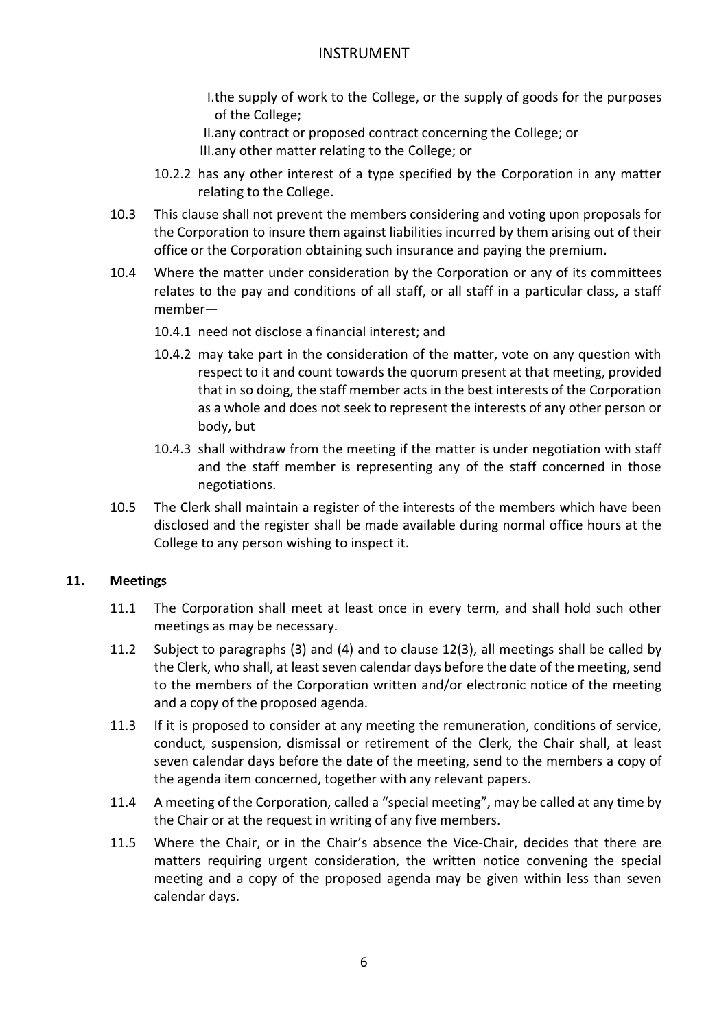I. the supply of work to the College, or the supply of goods for the purposes of the College;

II. any contract or proposed contract concerning the College; or

III. any other matter relating to the College; or

10.2.2 has any other interest of a type specified by the Corporation in any matter relating to the College.

10.3 This clause shall not prevent the members considering and voting upon proposals for the Corporation to insure them against liabilities incurred by them arising out of their office or the Corporation obtaining such insurance and paying the premium.

10.4 Where the matter under consideration by the Corporation or any of its committees relates to the pay and conditions of all staff, or all staff in a particular class, a staff member—

10.4.1 need not disclose a financial interest; and

10.4.2 may take part in the consideration of the matter, vote on any question with respect to it and count towards the quorum present at that meeting, provided that in so doing, the staff member acts in the best interests of the Corporation as a whole and does not seek to represent the interests of any other person or body, but

10.4.3 shall withdraw from the meeting if the matter is under negotiation with staff and the staff member is representing any of the staff concerned in those negotiations.

10.5 The Clerk shall maintain a register of the interests of the members which have been disclosed and the register shall be made available during normal office hours at the College to any person wishing to inspect it.

## 11. Meetings

11.1 The Corporation shall meet at least once in every term, and shall hold such other meetings as may be necessary.

11.2 Subject to paragraphs (3) and (4) and to clause 12(3), all meetings shall be called by the Clerk, who shall, at least seven calendar days before the date of the meeting, send to the members of the Corporation written and/or electronic notice of the meeting and a copy of the proposed agenda.

11.3 If it is proposed to consider at any meeting the remuneration, conditions of service, conduct, suspension, dismissal or retirement of the Clerk, the Chair shall, at least seven calendar days before the date of the meeting, send to the members a copy of the agenda item concerned, together with any relevant papers.

11.4 A meeting of the Corporation, called a "special meeting", may be called at any time by the Chair or at the request in writing of any five members.

11.5 Where the Chair, or in the Chair's absence the Vice-Chair, decides that there are matters requiring urgent consideration, the written notice convening the special meeting and a copy of the proposed agenda may be given within less than seven calendar days.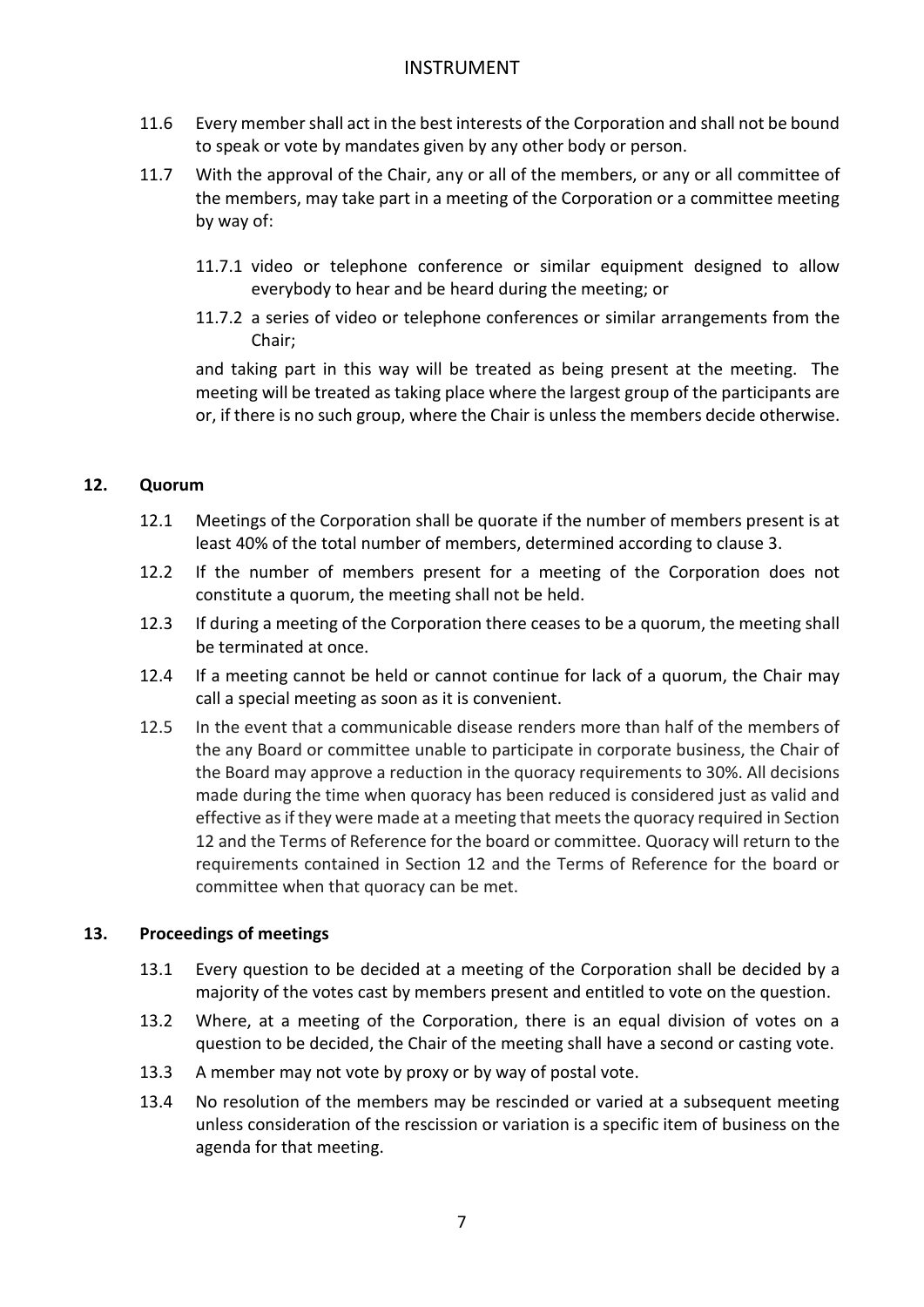11.6 Every member shall act in the best interests of the Corporation and shall not be bound to speak or vote by mandates given by any other body or person.

11.7 With the approval of the Chair, any or all of the members, or any or all committee of the members, may take part in a meeting of the Corporation or a committee meeting by way of:

11.7.1 video or telephone conference or similar equipment designed to allow everybody to hear and be heard during the meeting; or

11.7.2 a series of video or telephone conferences or similar arrangements from the Chair;

and taking part in this way will be treated as being present at the meeting. The meeting will be treated as taking place where the largest group of the participants are or, if there is no such group, where the Chair is unless the members decide otherwise.

## 12. Quorum

12.1 Meetings of the Corporation shall be quorate if the number of members present is at least 40% of the total number of members, determined according to clause 3.

12.2 If the number of members present for a meeting of the Corporation does not constitute a quorum, the meeting shall not be held.

12.3 If during a meeting of the Corporation there ceases to be a quorum, the meeting shall be terminated at once.

12.4 If a meeting cannot be held or cannot continue for lack of a quorum, the Chair may call a special meeting as soon as it is convenient.

12.5 In the event that a communicable disease renders more than half of the members of the any Board or committee unable to participate in corporate business, the Chair of the Board may approve a reduction in the quoracy requirements to 30%. All decisions made during the time when quoracy has been reduced is considered just as valid and effective as if they were made at a meeting that meets the quoracy required in Section 12 and the Terms of Reference for the board or committee. Quoracy will return to the requirements contained in Section 12 and the Terms of Reference for the board or committee when that quoracy can be met.

## 13. Proceedings of meetings

13.1 Every question to be decided at a meeting of the Corporation shall be decided by a majority of the votes cast by members present and entitled to vote on the question.

13.2 Where, at a meeting of the Corporation, there is an equal division of votes on a question to be decided, the Chair of the meeting shall have a second or casting vote.

13.3 A member may not vote by proxy or by way of postal vote.

13.4 No resolution of the members may be rescinded or varied at a subsequent meeting unless consideration of the rescission or variation is a specific item of business on the agenda for that meeting.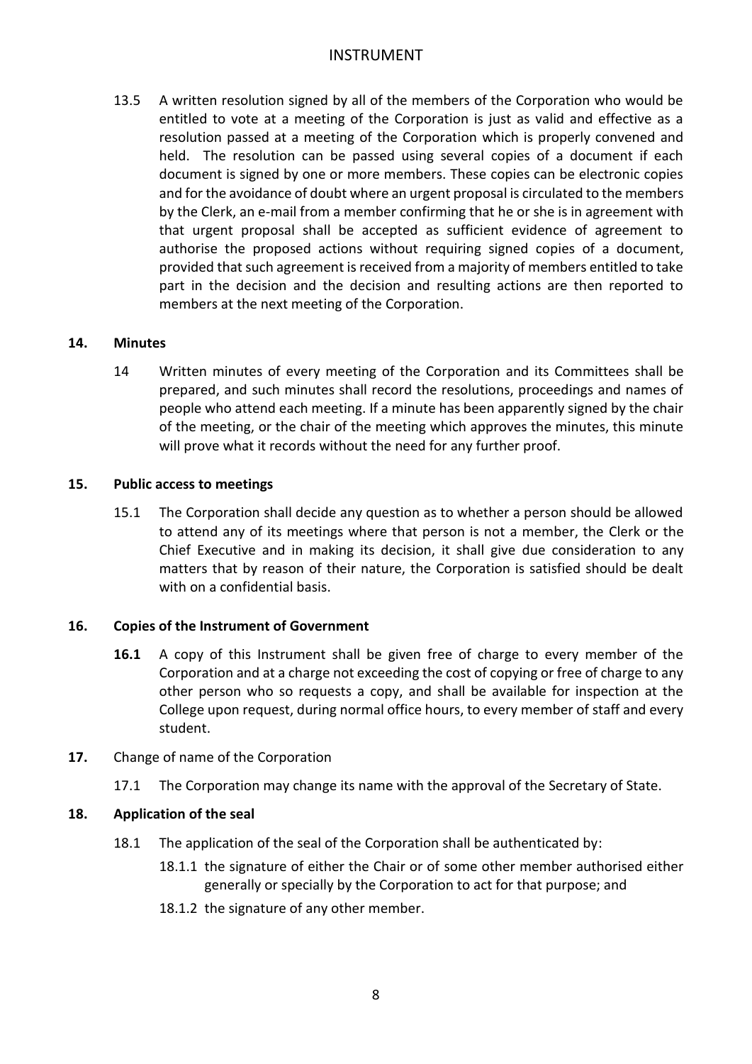13.5 A written resolution signed by all of the members of the Corporation who would be entitled to vote at a meeting of the Corporation is just as valid and effective as a resolution passed at a meeting of the Corporation which is properly convened and held. The resolution can be passed using several copies of a document if each document is signed by one or more members. These copies can be electronic copies and for the avoidance of doubt where an urgent proposal is circulated to the members by the Clerk, an e-mail from a member confirming that he or she is in agreement with that urgent proposal shall be accepted as sufficient evidence of agreement to authorise the proposed actions without requiring signed copies of a document, provided that such agreement is received from a majority of members entitled to take part in the decision and the decision and resulting actions are then reported to members at the next meeting of the Corporation.

## 14. Minutes

14 Written minutes of every meeting of the Corporation and its Committees shall be prepared, and such minutes shall record the resolutions, proceedings and names of people who attend each meeting. If a minute has been apparently signed by the chair of the meeting, or the chair of the meeting which approves the minutes, this minute will prove what it records without the need for any further proof.

## 15. Public access to meetings

15.1 The Corporation shall decide any question as to whether a person should be allowed to attend any of its meetings where that person is not a member, the Clerk or the Chief Executive and in making its decision, it shall give due consideration to any matters that by reason of their nature, the Corporation is satisfied should be dealt with on a confidential basis.

## 16. Copies of the Instrument of Government

**16.1** A copy of this Instrument shall be given free of charge to every member of the Corporation and at a charge not exceeding the cost of copying or free of charge to any other person who so requests a copy, and shall be available for inspection at the College upon request, during normal office hours, to every member of staff and every student.

**17.** Change of name of the Corporation

17.1 The Corporation may change its name with the approval of the Secretary of State.

## 18. Application of the seal

18.1 The application of the seal of the Corporation shall be authenticated by:

18.1.1 the signature of either the Chair or of some other member authorised either generally or specially by the Corporation to act for that purpose; and

18.1.2 the signature of any other member.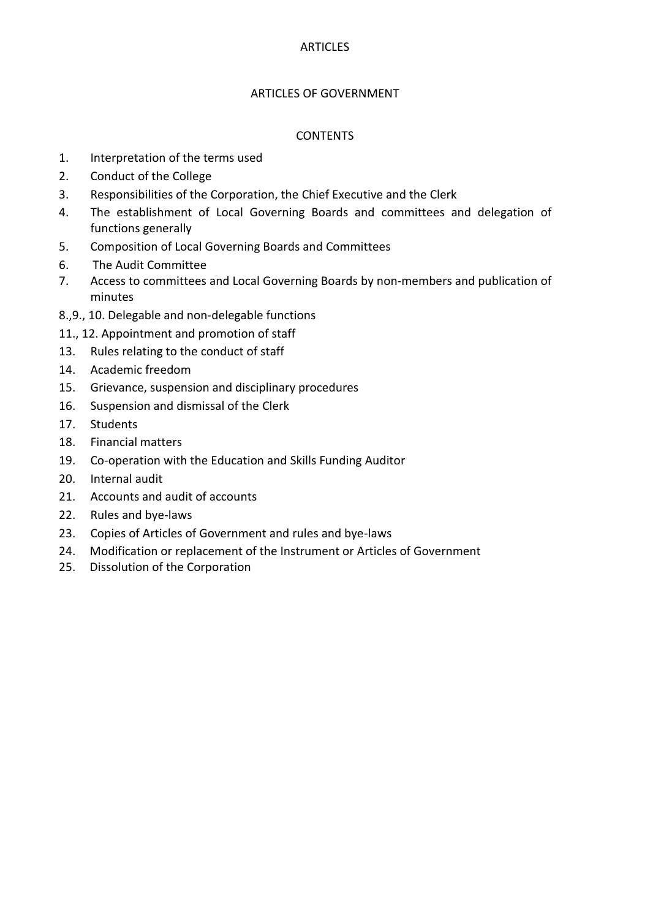# ARTICLES

## ARTICLES OF GOVERNMENT

### CONTENTS

1. Interpretation of the terms used
2. Conduct of the College
3. Responsibilities of the Corporation, the Chief Executive and the Clerk
4. The establishment of Local Governing Boards and committees and delegation of functions generally
5. Composition of Local Governing Boards and Committees
6. The Audit Committee
7. Access to committees and Local Governing Boards by non-members and publication of minutes

8.,9., 10. Delegable and non-delegable functions

11., 12. Appointment and promotion of staff

13. Rules relating to the conduct of staff
14. Academic freedom
15. Grievance, suspension and disciplinary procedures
16. Suspension and dismissal of the Clerk
17. Students
18. Financial matters
19. Co-operation with the Education and Skills Funding Auditor
20. Internal audit
21. Accounts and audit of accounts
22. Rules and bye-laws
23. Copies of Articles of Government and rules and bye-laws
24. Modification or replacement of the Instrument or Articles of Government
25. Dissolution of the Corporation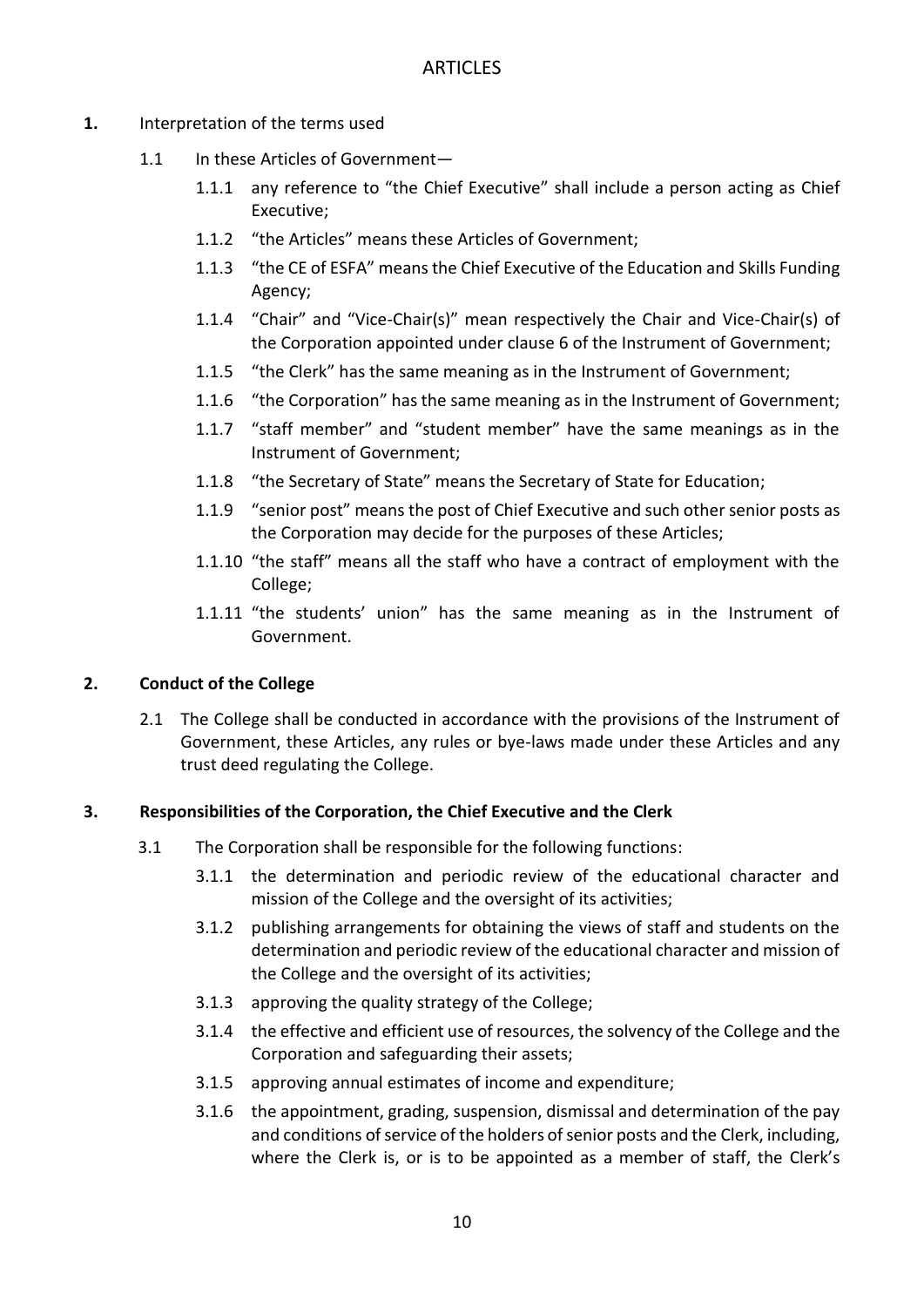# ARTICLES

**1.** Interpretation of the terms used

1.1 In these Articles of Government—

1.1.1 any reference to "the Chief Executive" shall include a person acting as Chief Executive;

1.1.2 "the Articles" means these Articles of Government;

1.1.3 "the CE of ESFA" means the Chief Executive of the Education and Skills Funding Agency;

1.1.4 "Chair" and "Vice-Chair(s)" mean respectively the Chair and Vice-Chair(s) of the Corporation appointed under clause 6 of the Instrument of Government;

1.1.5 "the Clerk" has the same meaning as in the Instrument of Government;

1.1.6 "the Corporation" has the same meaning as in the Instrument of Government;

1.1.7 "staff member" and "student member" have the same meanings as in the Instrument of Government;

1.1.8 "the Secretary of State" means the Secretary of State for Education;

1.1.9 "senior post" means the post of Chief Executive and such other senior posts as the Corporation may decide for the purposes of these Articles;

1.1.10 "the staff" means all the staff who have a contract of employment with the College;

1.1.11 "the students' union" has the same meaning as in the Instrument of Government.

## 2. Conduct of the College

2.1 The College shall be conducted in accordance with the provisions of the Instrument of Government, these Articles, any rules or bye-laws made under these Articles and any trust deed regulating the College.

## 3. Responsibilities of the Corporation, the Chief Executive and the Clerk

3.1 The Corporation shall be responsible for the following functions:

3.1.1 the determination and periodic review of the educational character and mission of the College and the oversight of its activities;

3.1.2 publishing arrangements for obtaining the views of staff and students on the determination and periodic review of the educational character and mission of the College and the oversight of its activities;

3.1.3 approving the quality strategy of the College;

3.1.4 the effective and efficient use of resources, the solvency of the College and the Corporation and safeguarding their assets;

3.1.5 approving annual estimates of income and expenditure;

3.1.6 the appointment, grading, suspension, dismissal and determination of the pay and conditions of service of the holders of senior posts and the Clerk, including, where the Clerk is, or is to be appointed as a member of staff, the Clerk's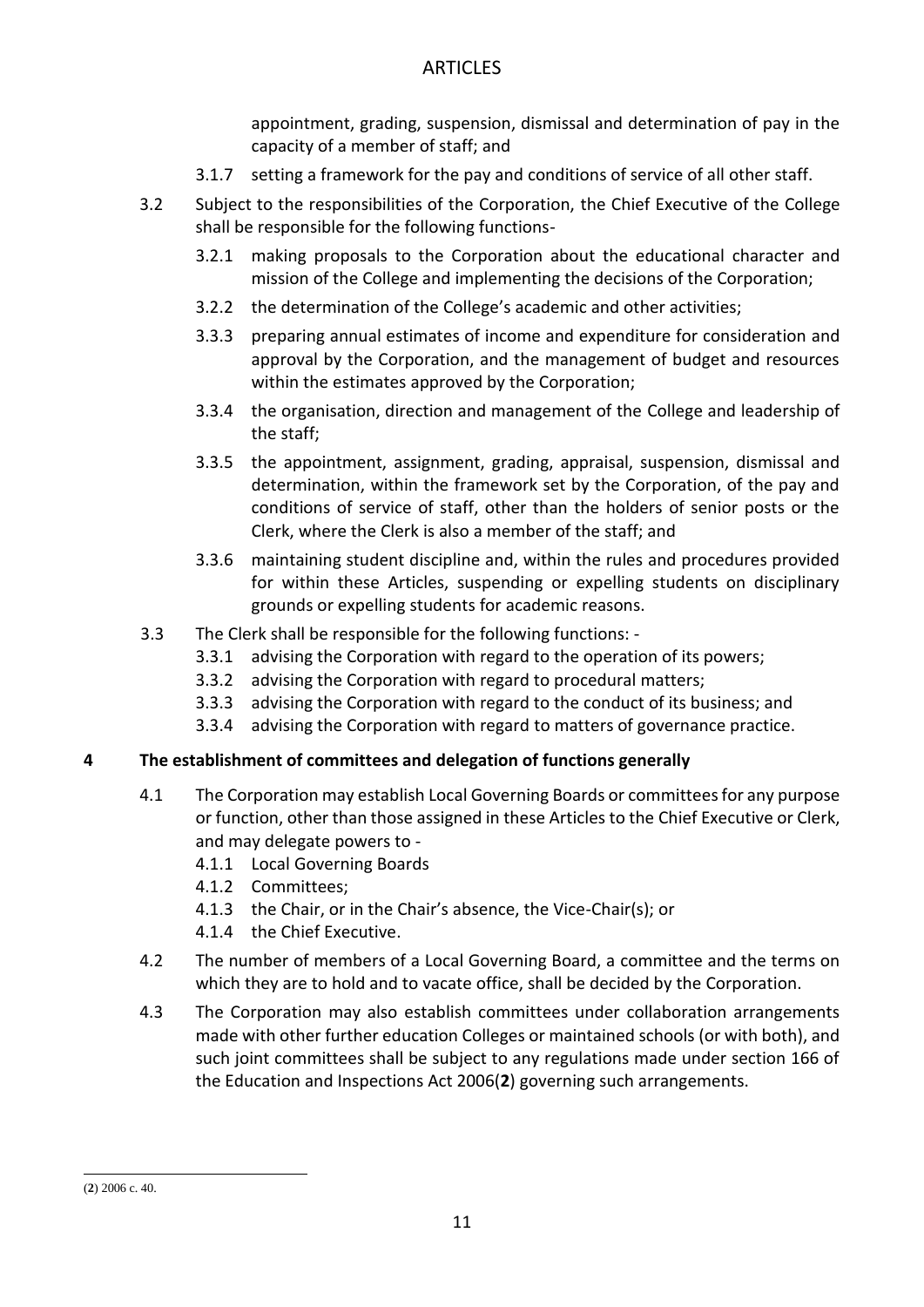appointment, grading, suspension, dismissal and determination of pay in the capacity of a member of staff; and

3.1.7 setting a framework for the pay and conditions of service of all other staff.

3.2 Subject to the responsibilities of the Corporation, the Chief Executive of the College shall be responsible for the following functions-

3.2.1 making proposals to the Corporation about the educational character and mission of the College and implementing the decisions of the Corporation;

3.2.2 the determination of the College's academic and other activities;

3.3.3 preparing annual estimates of income and expenditure for consideration and approval by the Corporation, and the management of budget and resources within the estimates approved by the Corporation;

3.3.4 the organisation, direction and management of the College and leadership of the staff;

3.3.5 the appointment, assignment, grading, appraisal, suspension, dismissal and determination, within the framework set by the Corporation, of the pay and conditions of service of staff, other than the holders of senior posts or the Clerk, where the Clerk is also a member of the staff; and

3.3.6 maintaining student discipline and, within the rules and procedures provided for within these Articles, suspending or expelling students on disciplinary grounds or expelling students for academic reasons.

3.3 The Clerk shall be responsible for the following functions: -

3.3.1 advising the Corporation with regard to the operation of its powers;

3.3.2 advising the Corporation with regard to procedural matters;

3.3.3 advising the Corporation with regard to the conduct of its business; and

3.3.4 advising the Corporation with regard to matters of governance practice.

## 4 The establishment of committees and delegation of functions generally

4.1 The Corporation may establish Local Governing Boards or committees for any purpose or function, other than those assigned in these Articles to the Chief Executive or Clerk, and may delegate powers to -

4.1.1 Local Governing Boards

4.1.2 Committees;

4.1.3 the Chair, or in the Chair's absence, the Vice-Chair(s); or

4.1.4 the Chief Executive.

4.2 The number of members of a Local Governing Board, a committee and the terms on which they are to hold and to vacate office, shall be decided by the Corporation.

4.3 The Corporation may also establish committees under collaboration arrangements made with other further education Colleges or maintained schools (or with both), and such joint committees shall be subject to any regulations made under section 166 of the Education and Inspections Act 2006(**2**) governing such arrangements.

(**2**) 2006 c. 40.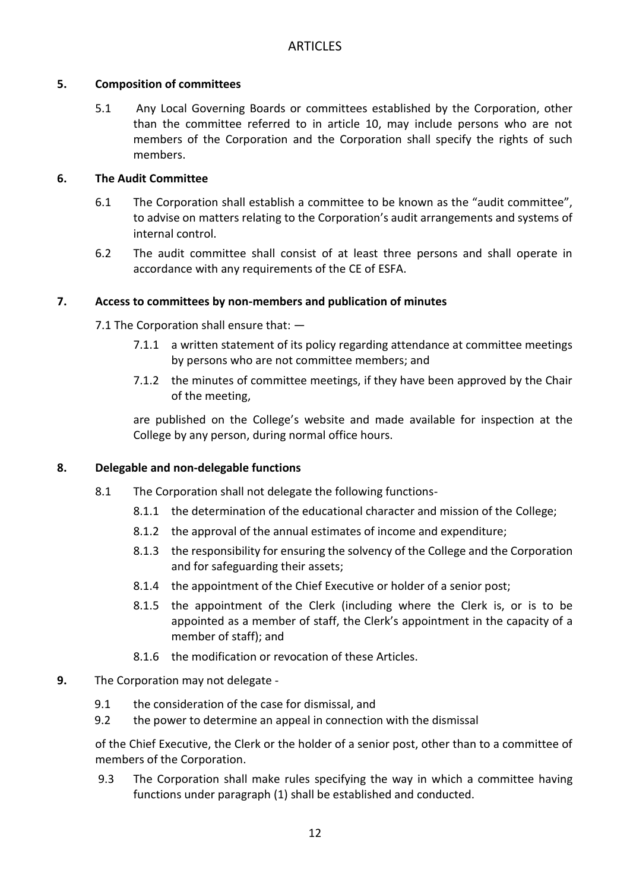# ARTICLES

## 5. Composition of committees

5.1 Any Local Governing Boards or committees established by the Corporation, other than the committee referred to in article 10, may include persons who are not members of the Corporation and the Corporation shall specify the rights of such members.

## 6. The Audit Committee

6.1 The Corporation shall establish a committee to be known as the "audit committee", to advise on matters relating to the Corporation's audit arrangements and systems of internal control.

6.2 The audit committee shall consist of at least three persons and shall operate in accordance with any requirements of the CE of ESFA.

## 7. Access to committees by non-members and publication of minutes

7.1 The Corporation shall ensure that: —

7.1.1 a written statement of its policy regarding attendance at committee meetings by persons who are not committee members; and

7.1.2 the minutes of committee meetings, if they have been approved by the Chair of the meeting,

are published on the College's website and made available for inspection at the College by any person, during normal office hours.

## 8. Delegable and non-delegable functions

8.1 The Corporation shall not delegate the following functions-

8.1.1 the determination of the educational character and mission of the College;

8.1.2 the approval of the annual estimates of income and expenditure;

8.1.3 the responsibility for ensuring the solvency of the College and the Corporation and for safeguarding their assets;

8.1.4 the appointment of the Chief Executive or holder of a senior post;

8.1.5 the appointment of the Clerk (including where the Clerk is, or is to be appointed as a member of staff, the Clerk's appointment in the capacity of a member of staff); and

8.1.6 the modification or revocation of these Articles.

**9.** The Corporation may not delegate -

9.1 the consideration of the case for dismissal, and

9.2 the power to determine an appeal in connection with the dismissal

of the Chief Executive, the Clerk or the holder of a senior post, other than to a committee of members of the Corporation.

9.3 The Corporation shall make rules specifying the way in which a committee having functions under paragraph (1) shall be established and conducted.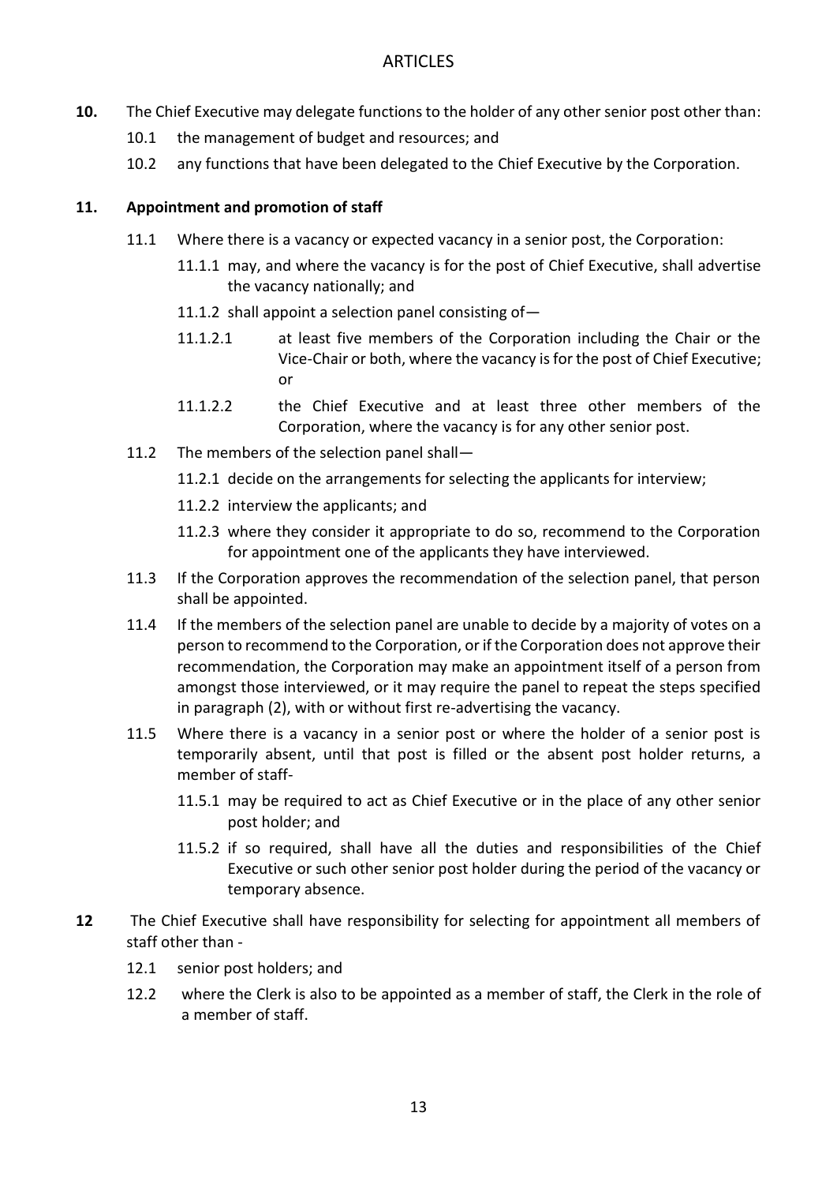ARTICLES

**10.** The Chief Executive may delegate functions to the holder of any other senior post other than:

10.1 the management of budget and resources; and

10.2 any functions that have been delegated to the Chief Executive by the Corporation.

**11. Appointment and promotion of staff**

11.1 Where there is a vacancy or expected vacancy in a senior post, the Corporation:

11.1.1 may, and where the vacancy is for the post of Chief Executive, shall advertise the vacancy nationally; and

11.1.2 shall appoint a selection panel consisting of—

11.1.2.1 at least five members of the Corporation including the Chair or the Vice-Chair or both, where the vacancy is for the post of Chief Executive; or

11.1.2.2 the Chief Executive and at least three other members of the Corporation, where the vacancy is for any other senior post.

11.2 The members of the selection panel shall—

11.2.1 decide on the arrangements for selecting the applicants for interview;

11.2.2 interview the applicants; and

11.2.3 where they consider it appropriate to do so, recommend to the Corporation for appointment one of the applicants they have interviewed.

11.3 If the Corporation approves the recommendation of the selection panel, that person shall be appointed.

11.4 If the members of the selection panel are unable to decide by a majority of votes on a person to recommend to the Corporation, or if the Corporation does not approve their recommendation, the Corporation may make an appointment itself of a person from amongst those interviewed, or it may require the panel to repeat the steps specified in paragraph (2), with or without first re-advertising the vacancy.

11.5 Where there is a vacancy in a senior post or where the holder of a senior post is temporarily absent, until that post is filled or the absent post holder returns, a member of staff-

11.5.1 may be required to act as Chief Executive or in the place of any other senior post holder; and

11.5.2 if so required, shall have all the duties and responsibilities of the Chief Executive or such other senior post holder during the period of the vacancy or temporary absence.

**12** The Chief Executive shall have responsibility for selecting for appointment all members of staff other than -

12.1 senior post holders; and

12.2 where the Clerk is also to be appointed as a member of staff, the Clerk in the role of a member of staff.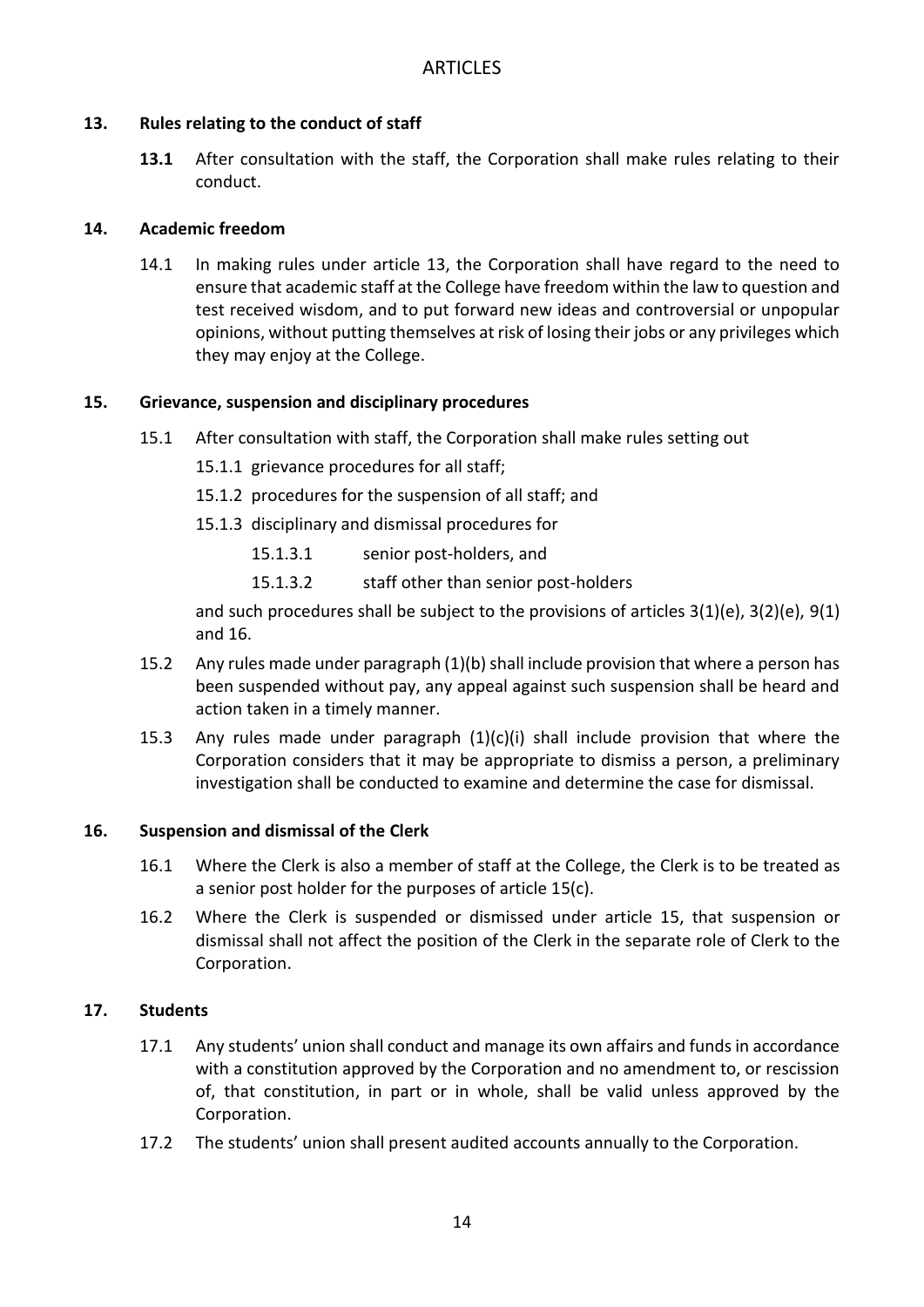# ARTICLES

## 13. Rules relating to the conduct of staff

**13.1** After consultation with the staff, the Corporation shall make rules relating to their conduct.

## 14. Academic freedom

14.1 In making rules under article 13, the Corporation shall have regard to the need to ensure that academic staff at the College have freedom within the law to question and test received wisdom, and to put forward new ideas and controversial or unpopular opinions, without putting themselves at risk of losing their jobs or any privileges which they may enjoy at the College.

## 15. Grievance, suspension and disciplinary procedures

15.1 After consultation with staff, the Corporation shall make rules setting out

- 15.1.1 grievance procedures for all staff;
- 15.1.2 procedures for the suspension of all staff; and
- 15.1.3 disciplinary and dismissal procedures for
  - 15.1.3.1 senior post-holders, and
  - 15.1.3.2 staff other than senior post-holders

and such procedures shall be subject to the provisions of articles 3(1)(e), 3(2)(e), 9(1) and 16.

15.2 Any rules made under paragraph (1)(b) shall include provision that where a person has been suspended without pay, any appeal against such suspension shall be heard and action taken in a timely manner.

15.3 Any rules made under paragraph (1)(c)(i) shall include provision that where the Corporation considers that it may be appropriate to dismiss a person, a preliminary investigation shall be conducted to examine and determine the case for dismissal.

## 16. Suspension and dismissal of the Clerk

16.1 Where the Clerk is also a member of staff at the College, the Clerk is to be treated as a senior post holder for the purposes of article 15(c).

16.2 Where the Clerk is suspended or dismissed under article 15, that suspension or dismissal shall not affect the position of the Clerk in the separate role of Clerk to the Corporation.

## 17. Students

17.1 Any students' union shall conduct and manage its own affairs and funds in accordance with a constitution approved by the Corporation and no amendment to, or rescission of, that constitution, in part or in whole, shall be valid unless approved by the Corporation.

17.2 The students' union shall present audited accounts annually to the Corporation.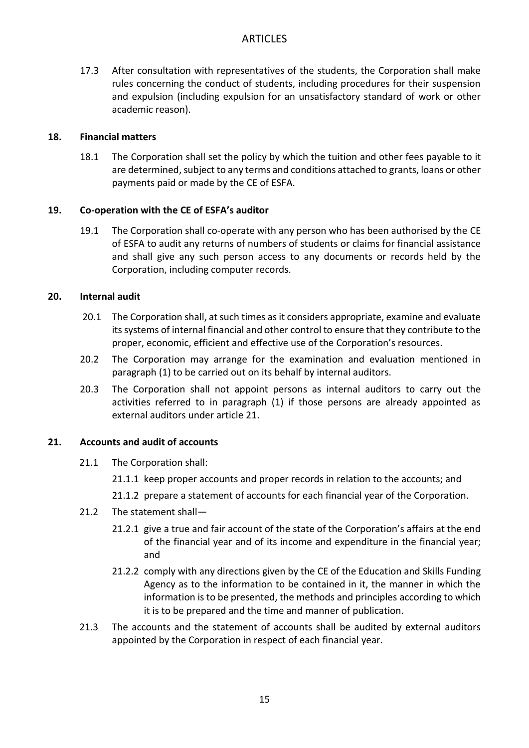17.3 After consultation with representatives of the students, the Corporation shall make rules concerning the conduct of students, including procedures for their suspension and expulsion (including expulsion for an unsatisfactory standard of work or other academic reason).

## 18. Financial matters

18.1 The Corporation shall set the policy by which the tuition and other fees payable to it are determined, subject to any terms and conditions attached to grants, loans or other payments paid or made by the CE of ESFA.

## 19. Co-operation with the CE of ESFA's auditor

19.1 The Corporation shall co-operate with any person who has been authorised by the CE of ESFA to audit any returns of numbers of students or claims for financial assistance and shall give any such person access to any documents or records held by the Corporation, including computer records.

## 20. Internal audit

20.1 The Corporation shall, at such times as it considers appropriate, examine and evaluate its systems of internal financial and other control to ensure that they contribute to the proper, economic, efficient and effective use of the Corporation's resources.

20.2 The Corporation may arrange for the examination and evaluation mentioned in paragraph (1) to be carried out on its behalf by internal auditors.

20.3 The Corporation shall not appoint persons as internal auditors to carry out the activities referred to in paragraph (1) if those persons are already appointed as external auditors under article 21.

## 21. Accounts and audit of accounts

21.1 The Corporation shall:

21.1.1 keep proper accounts and proper records in relation to the accounts; and

21.1.2 prepare a statement of accounts for each financial year of the Corporation.

21.2 The statement shall—

21.2.1 give a true and fair account of the state of the Corporation's affairs at the end of the financial year and of its income and expenditure in the financial year; and

21.2.2 comply with any directions given by the CE of the Education and Skills Funding Agency as to the information to be contained in it, the manner in which the information is to be presented, the methods and principles according to which it is to be prepared and the time and manner of publication.

21.3 The accounts and the statement of accounts shall be audited by external auditors appointed by the Corporation in respect of each financial year.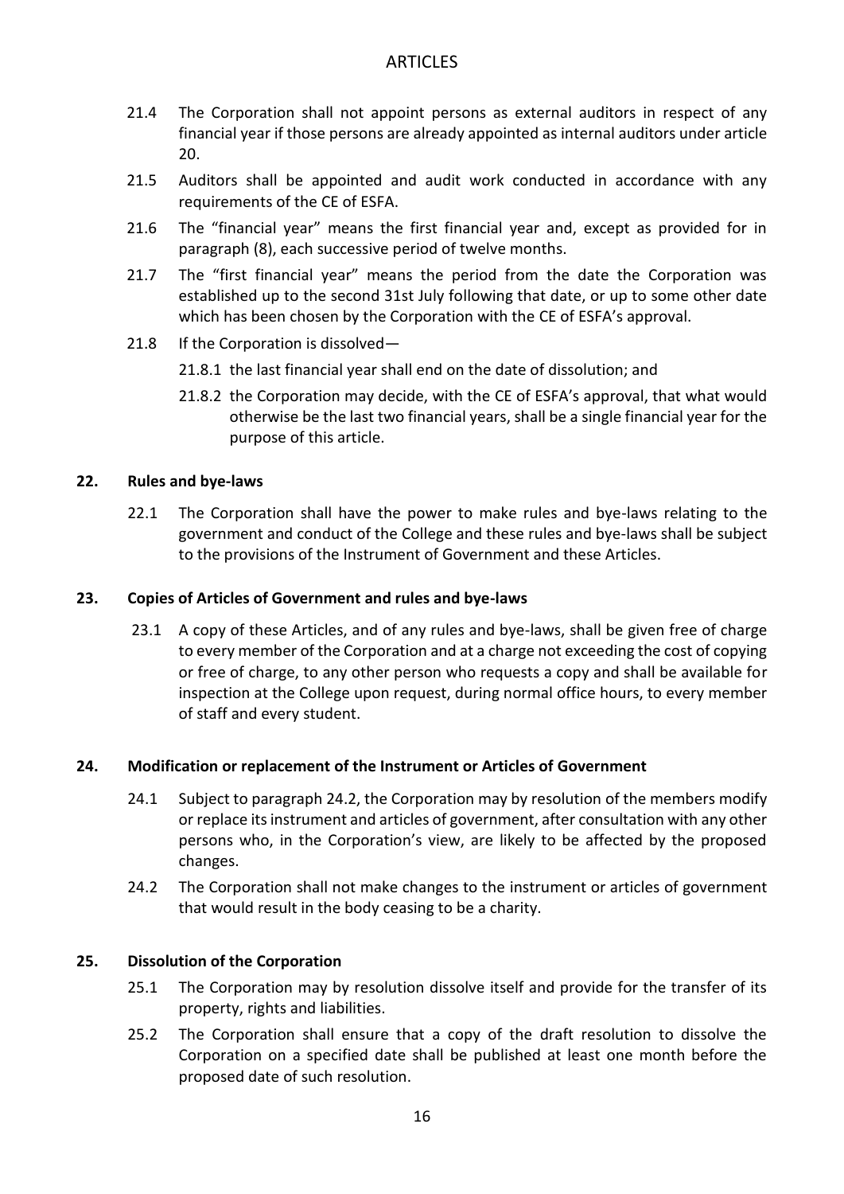21.4 The Corporation shall not appoint persons as external auditors in respect of any financial year if those persons are already appointed as internal auditors under article 20.

21.5 Auditors shall be appointed and audit work conducted in accordance with any requirements of the CE of ESFA.

21.6 The "financial year" means the first financial year and, except as provided for in paragraph (8), each successive period of twelve months.

21.7 The "first financial year" means the period from the date the Corporation was established up to the second 31st July following that date, or up to some other date which has been chosen by the Corporation with the CE of ESFA's approval.

21.8 If the Corporation is dissolved—

21.8.1 the last financial year shall end on the date of dissolution; and

21.8.2 the Corporation may decide, with the CE of ESFA's approval, that what would otherwise be the last two financial years, shall be a single financial year for the purpose of this article.

## 22. Rules and bye-laws

22.1 The Corporation shall have the power to make rules and bye-laws relating to the government and conduct of the College and these rules and bye-laws shall be subject to the provisions of the Instrument of Government and these Articles.

## 23. Copies of Articles of Government and rules and bye-laws

23.1 A copy of these Articles, and of any rules and bye-laws, shall be given free of charge to every member of the Corporation and at a charge not exceeding the cost of copying or free of charge, to any other person who requests a copy and shall be available for inspection at the College upon request, during normal office hours, to every member of staff and every student.

## 24. Modification or replacement of the Instrument or Articles of Government

24.1 Subject to paragraph 24.2, the Corporation may by resolution of the members modify or replace its instrument and articles of government, after consultation with any other persons who, in the Corporation's view, are likely to be affected by the proposed changes.

24.2 The Corporation shall not make changes to the instrument or articles of government that would result in the body ceasing to be a charity.

## 25. Dissolution of the Corporation

25.1 The Corporation may by resolution dissolve itself and provide for the transfer of its property, rights and liabilities.

25.2 The Corporation shall ensure that a copy of the draft resolution to dissolve the Corporation on a specified date shall be published at least one month before the proposed date of such resolution.